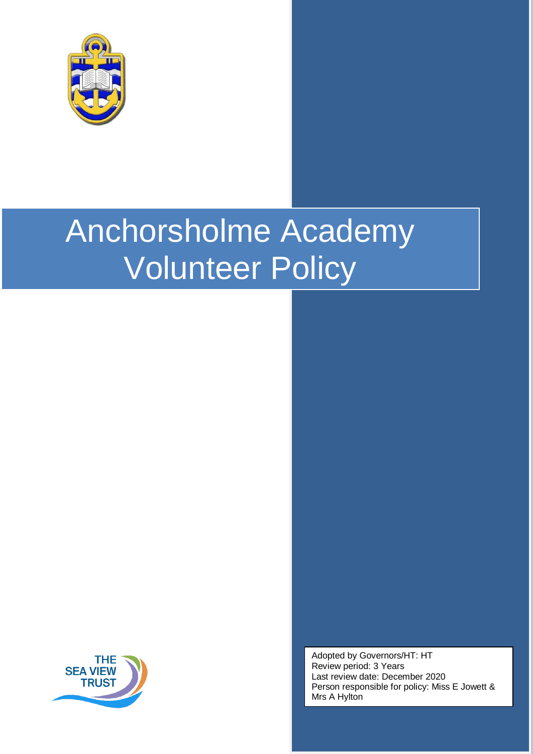# Anchorsholme Academy Volunteer Policy

THE SEA VIEW TRUST

Adopted by Governors/HT: HT
Review period: 3 Years
Last review date: December 2020
Person responsible for policy: Miss E Jowett & Mrs A Hylton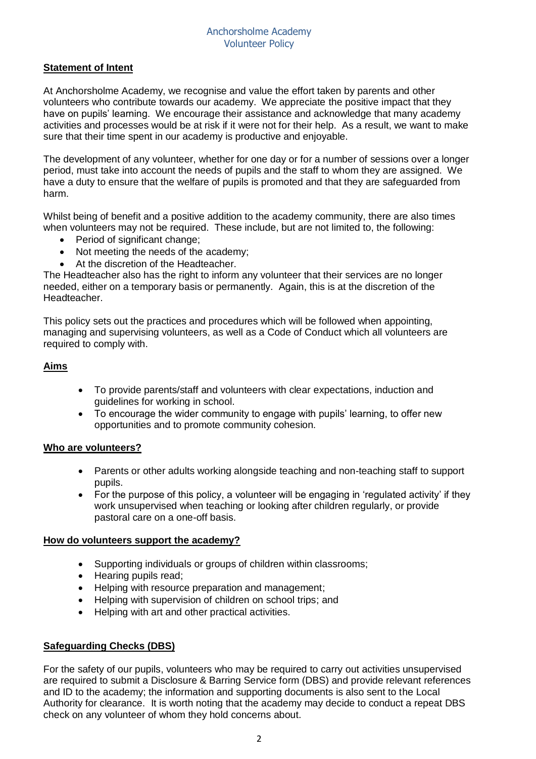Anchorsholme Academy
Volunteer Policy

## Statement of Intent

At Anchorsholme Academy, we recognise and value the effort taken by parents and other volunteers who contribute towards our academy. We appreciate the positive impact that they have on pupils' learning. We encourage their assistance and acknowledge that many academy activities and processes would be at risk if it were not for their help. As a result, we want to make sure that their time spent in our academy is productive and enjoyable.

The development of any volunteer, whether for one day or for a number of sessions over a longer period, must take into account the needs of pupils and the staff to whom they are assigned. We have a duty to ensure that the welfare of pupils is promoted and that they are safeguarded from harm.

Whilst being of benefit and a positive addition to the academy community, there are also times when volunteers may not be required. These include, but are not limited to, the following:

- Period of significant change;
- Not meeting the needs of the academy;
- At the discretion of the Headteacher.

The Headteacher also has the right to inform any volunteer that their services are no longer needed, either on a temporary basis or permanently. Again, this is at the discretion of the Headteacher.

This policy sets out the practices and procedures which will be followed when appointing, managing and supervising volunteers, as well as a Code of Conduct which all volunteers are required to comply with.

## Aims

- To provide parents/staff and volunteers with clear expectations, induction and guidelines for working in school.
- To encourage the wider community to engage with pupils' learning, to offer new opportunities and to promote community cohesion.

## Who are volunteers?

- Parents or other adults working alongside teaching and non-teaching staff to support pupils.
- For the purpose of this policy, a volunteer will be engaging in 'regulated activity' if they work unsupervised when teaching or looking after children regularly, or provide pastoral care on a one-off basis.

## How do volunteers support the academy?

- Supporting individuals or groups of children within classrooms;
- Hearing pupils read;
- Helping with resource preparation and management;
- Helping with supervision of children on school trips; and
- Helping with art and other practical activities.

## Safeguarding Checks (DBS)

For the safety of our pupils, volunteers who may be required to carry out activities unsupervised are required to submit a Disclosure & Barring Service form (DBS) and provide relevant references and ID to the academy; the information and supporting documents is also sent to the Local Authority for clearance. It is worth noting that the academy may decide to conduct a repeat DBS check on any volunteer of whom they hold concerns about.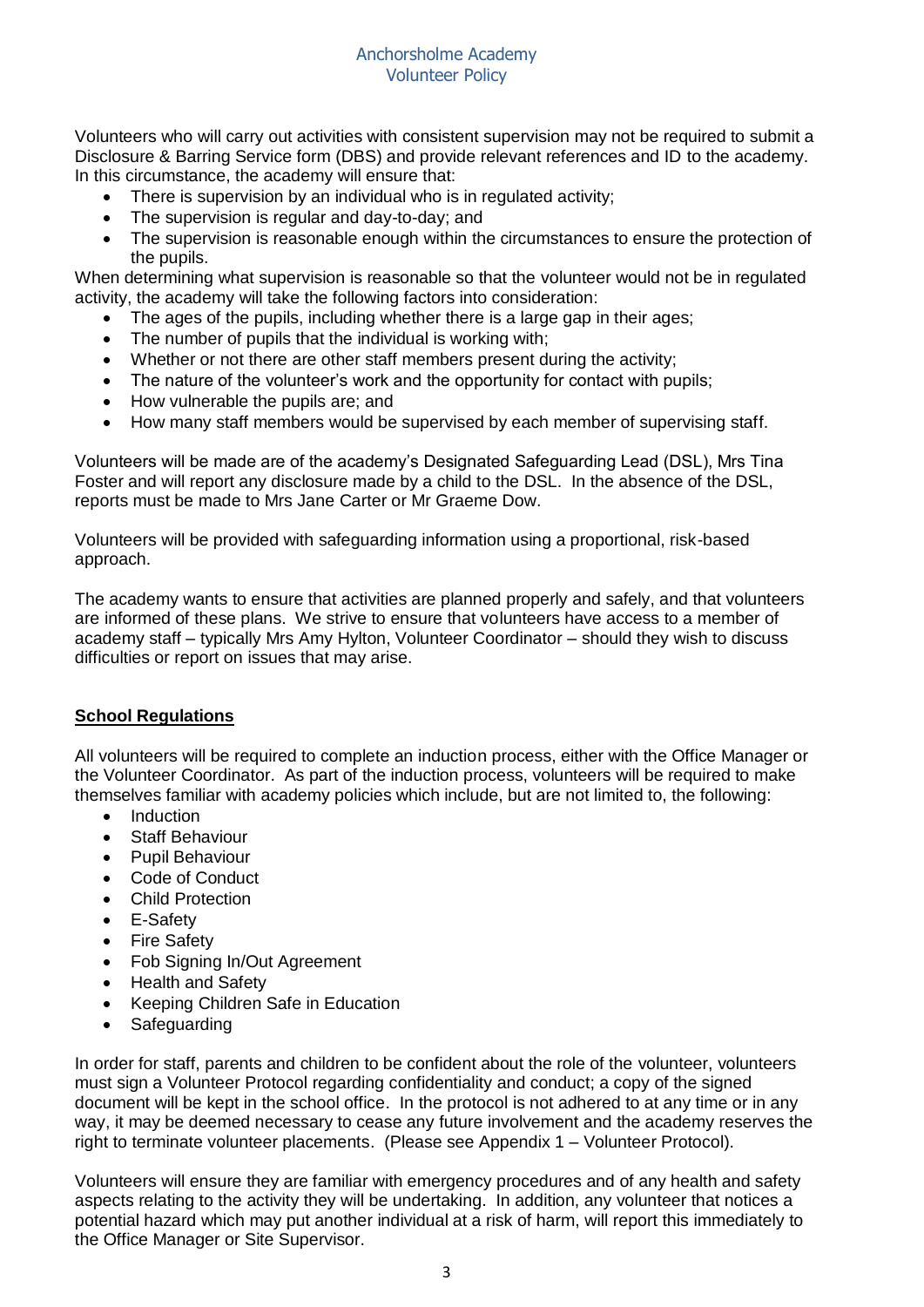Volunteers who will carry out activities with consistent supervision may not be required to submit a Disclosure & Barring Service form (DBS) and provide relevant references and ID to the academy. In this circumstance, the academy will ensure that:

- There is supervision by an individual who is in regulated activity;
- The supervision is regular and day-to-day; and
- The supervision is reasonable enough within the circumstances to ensure the protection of the pupils.

When determining what supervision is reasonable so that the volunteer would not be in regulated activity, the academy will take the following factors into consideration:

- The ages of the pupils, including whether there is a large gap in their ages;
- The number of pupils that the individual is working with;
- Whether or not there are other staff members present during the activity;
- The nature of the volunteer's work and the opportunity for contact with pupils;
- How vulnerable the pupils are; and
- How many staff members would be supervised by each member of supervising staff.

Volunteers will be made are of the academy's Designated Safeguarding Lead (DSL), Mrs Tina Foster and will report any disclosure made by a child to the DSL. In the absence of the DSL, reports must be made to Mrs Jane Carter or Mr Graeme Dow.

Volunteers will be provided with safeguarding information using a proportional, risk-based approach.

The academy wants to ensure that activities are planned properly and safely, and that volunteers are informed of these plans. We strive to ensure that volunteers have access to a member of academy staff – typically Mrs Amy Hylton, Volunteer Coordinator – should they wish to discuss difficulties or report on issues that may arise.

## School Regulations

All volunteers will be required to complete an induction process, either with the Office Manager or the Volunteer Coordinator. As part of the induction process, volunteers will be required to make themselves familiar with academy policies which include, but are not limited to, the following:

- Induction
- Staff Behaviour
- Pupil Behaviour
- Code of Conduct
- Child Protection
- E-Safety
- Fire Safety
- Fob Signing In/Out Agreement
- Health and Safety
- Keeping Children Safe in Education
- Safeguarding

In order for staff, parents and children to be confident about the role of the volunteer, volunteers must sign a Volunteer Protocol regarding confidentiality and conduct; a copy of the signed document will be kept in the school office. In the protocol is not adhered to at any time or in any way, it may be deemed necessary to cease any future involvement and the academy reserves the right to terminate volunteer placements. (Please see Appendix 1 – Volunteer Protocol).

Volunteers will ensure they are familiar with emergency procedures and of any health and safety aspects relating to the activity they will be undertaking. In addition, any volunteer that notices a potential hazard which may put another individual at a risk of harm, will report this immediately to the Office Manager or Site Supervisor.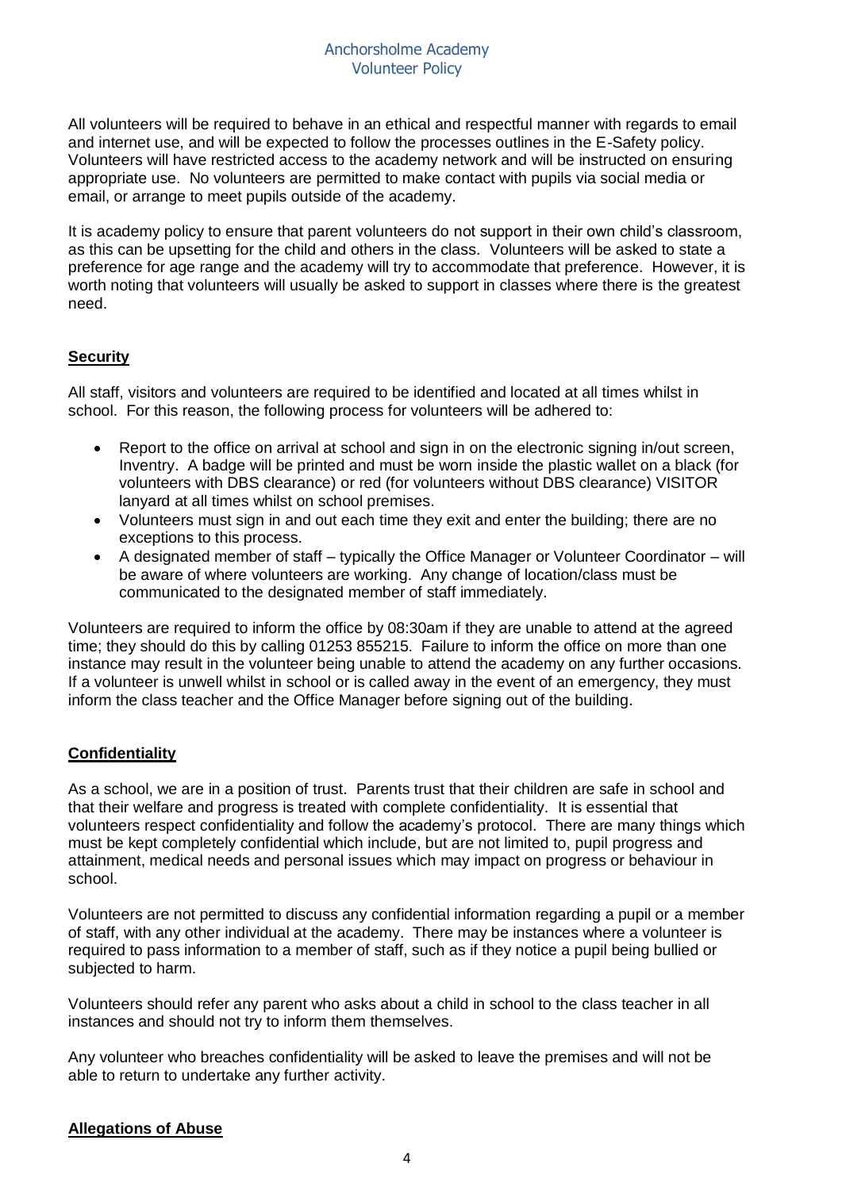All volunteers will be required to behave in an ethical and respectful manner with regards to email and internet use, and will be expected to follow the processes outlines in the E-Safety policy. Volunteers will have restricted access to the academy network and will be instructed on ensuring appropriate use. No volunteers are permitted to make contact with pupils via social media or email, or arrange to meet pupils outside of the academy.

It is academy policy to ensure that parent volunteers do not support in their own child's classroom, as this can be upsetting for the child and others in the class. Volunteers will be asked to state a preference for age range and the academy will try to accommodate that preference. However, it is worth noting that volunteers will usually be asked to support in classes where there is the greatest need.

## Security

All staff, visitors and volunteers are required to be identified and located at all times whilst in school. For this reason, the following process for volunteers will be adhered to:

- Report to the office on arrival at school and sign in on the electronic signing in/out screen, Inventry. A badge will be printed and must be worn inside the plastic wallet on a black (for volunteers with DBS clearance) or red (for volunteers without DBS clearance) VISITOR lanyard at all times whilst on school premises.
- Volunteers must sign in and out each time they exit and enter the building; there are no exceptions to this process.
- A designated member of staff – typically the Office Manager or Volunteer Coordinator – will be aware of where volunteers are working. Any change of location/class must be communicated to the designated member of staff immediately.

Volunteers are required to inform the office by 08:30am if they are unable to attend at the agreed time; they should do this by calling 01253 855215. Failure to inform the office on more than one instance may result in the volunteer being unable to attend the academy on any further occasions. If a volunteer is unwell whilst in school or is called away in the event of an emergency, they must inform the class teacher and the Office Manager before signing out of the building.

## Confidentiality

As a school, we are in a position of trust. Parents trust that their children are safe in school and that their welfare and progress is treated with complete confidentiality. It is essential that volunteers respect confidentiality and follow the academy's protocol. There are many things which must be kept completely confidential which include, but are not limited to, pupil progress and attainment, medical needs and personal issues which may impact on progress or behaviour in school.

Volunteers are not permitted to discuss any confidential information regarding a pupil or a member of staff, with any other individual at the academy. There may be instances where a volunteer is required to pass information to a member of staff, such as if they notice a pupil being bullied or subjected to harm.

Volunteers should refer any parent who asks about a child in school to the class teacher in all instances and should not try to inform them themselves.

Any volunteer who breaches confidentiality will be asked to leave the premises and will not be able to return to undertake any further activity.

## Allegations of Abuse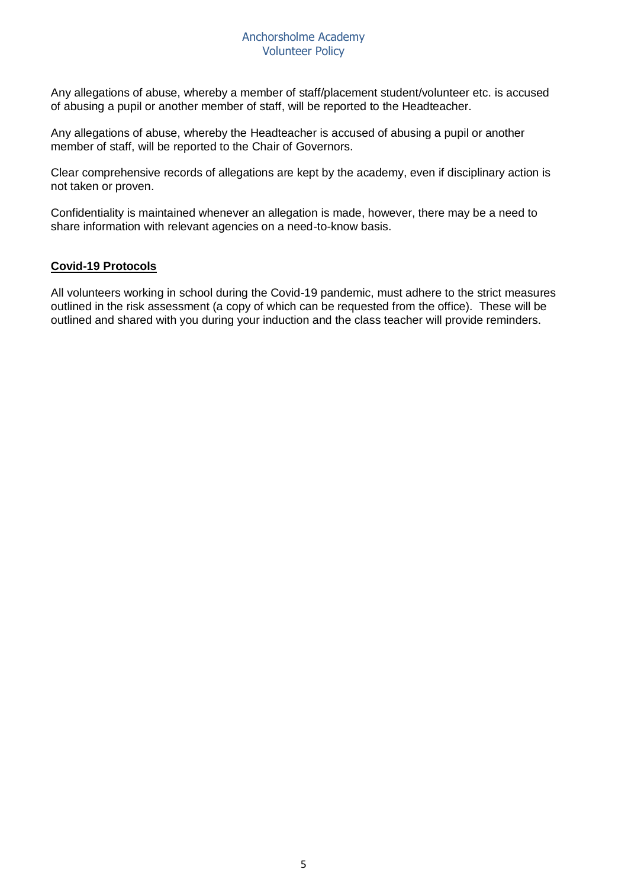Any allegations of abuse, whereby a member of staff/placement student/volunteer etc. is accused of abusing a pupil or another member of staff, will be reported to the Headteacher.

Any allegations of abuse, whereby the Headteacher is accused of abusing a pupil or another member of staff, will be reported to the Chair of Governors.

Clear comprehensive records of allegations are kept by the academy, even if disciplinary action is not taken or proven.

Confidentiality is maintained whenever an allegation is made, however, there may be a need to share information with relevant agencies on a need-to-know basis.

**Covid-19 Protocols**

All volunteers working in school during the Covid-19 pandemic, must adhere to the strict measures outlined in the risk assessment (a copy of which can be requested from the office). These will be outlined and shared with you during your induction and the class teacher will provide reminders.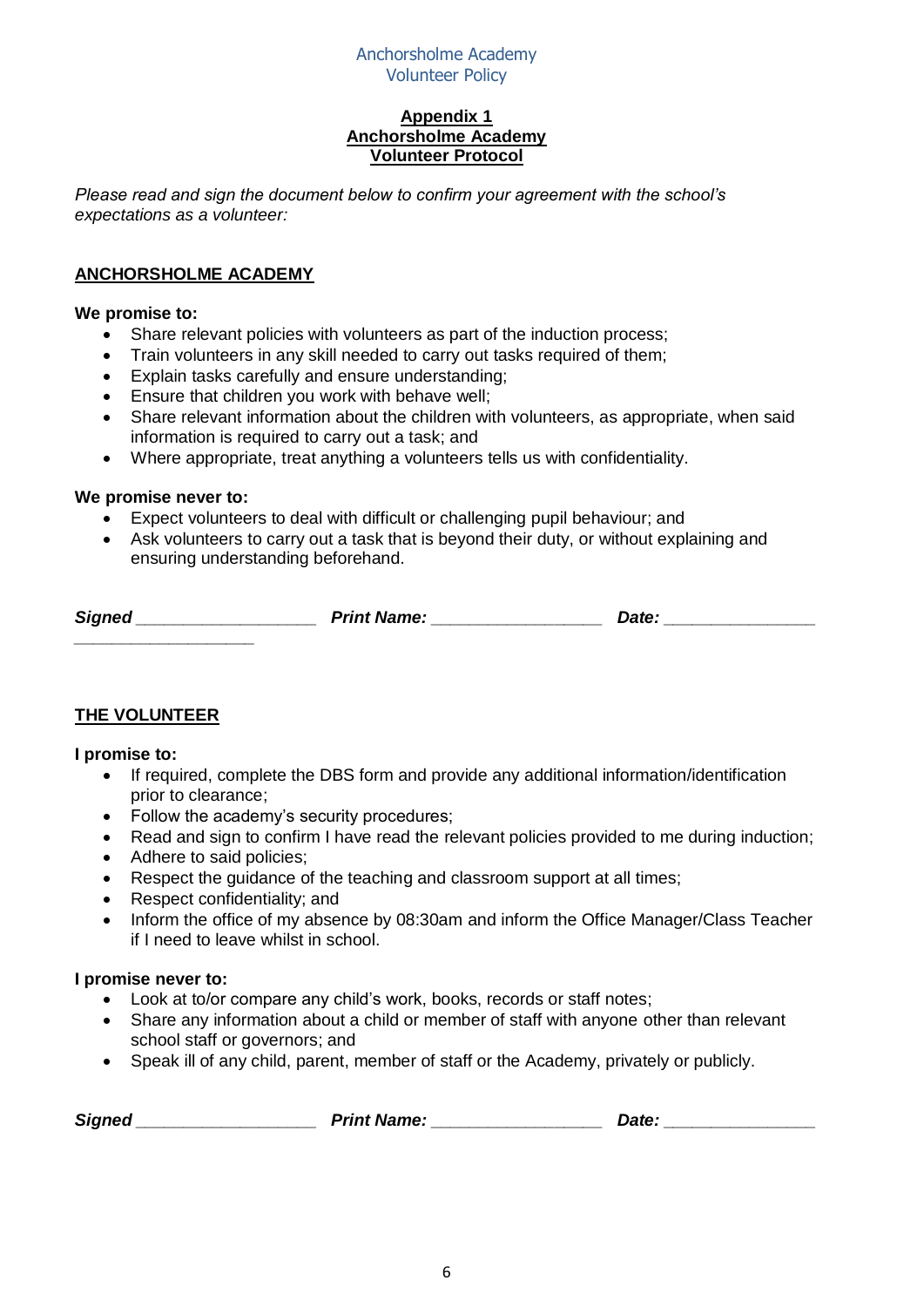**Appendix 1**
**Anchorsholme Academy**
**Volunteer Protocol**

*Please read and sign the document below to confirm your agreement with the school's expectations as a volunteer:*

**ANCHORSHOLME ACADEMY**

**We promise to:**

- Share relevant policies with volunteers as part of the induction process;
- Train volunteers in any skill needed to carry out tasks required of them;
- Explain tasks carefully and ensure understanding;
- Ensure that children you work with behave well;
- Share relevant information about the children with volunteers, as appropriate, when said information is required to carry out a task; and
- Where appropriate, treat anything a volunteers tells us with confidentiality.

**We promise never to:**

- Expect volunteers to deal with difficult or challenging pupil behaviour; and
- Ask volunteers to carry out a task that is beyond their duty, or without explaining and ensuring understanding beforehand.

***Signed*** ___________________ ***Print Name:*** __________________ ***Date:*** ________________
___________________

**THE VOLUNTEER**

**I promise to:**

- If required, complete the DBS form and provide any additional information/identification prior to clearance;
- Follow the academy's security procedures;
- Read and sign to confirm I have read the relevant policies provided to me during induction;
- Adhere to said policies;
- Respect the guidance of the teaching and classroom support at all times;
- Respect confidentiality; and
- Inform the office of my absence by 08:30am and inform the Office Manager/Class Teacher if I need to leave whilst in school.

**I promise never to:**

- Look at to/or compare any child's work, books, records or staff notes;
- Share any information about a child or member of staff with anyone other than relevant school staff or governors; and
- Speak ill of any child, parent, member of staff or the Academy, privately or publicly.

***Signed*** ___________________ ***Print Name:*** __________________ ***Date:*** ________________